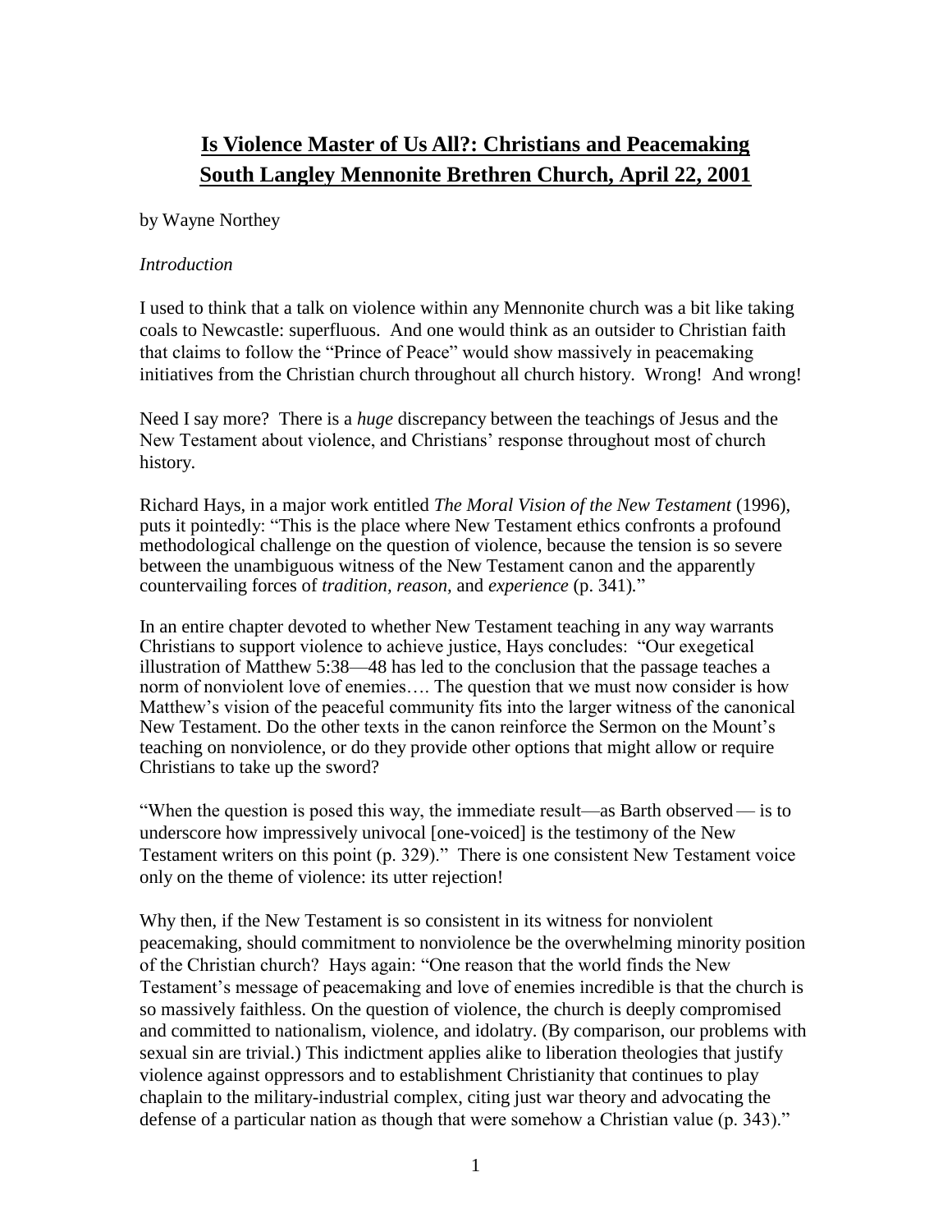# **Is Violence Master of Us All?: Christians and Peacemaking**
# **South Langley Mennonite Brethren Church, April 22, 2001**

by Wayne Northey

*Introduction*

I used to think that a talk on violence within any Mennonite church was a bit like taking coals to Newcastle: superfluous. And one would think as an outsider to Christian faith that claims to follow the "Prince of Peace" would show massively in peacemaking initiatives from the Christian church throughout all church history. Wrong! And wrong!

Need I say more? There is a *huge* discrepancy between the teachings of Jesus and the New Testament about violence, and Christians' response throughout most of church history.

Richard Hays, in a major work entitled *The Moral Vision of the New Testament* (1996), puts it pointedly: "This is the place where New Testament ethics confronts a profound methodological challenge on the question of violence, because the tension is so severe between the unambiguous witness of the New Testament canon and the apparently countervailing forces of *tradition, reason,* and *experience* (p. 341)."

In an entire chapter devoted to whether New Testament teaching in any way warrants Christians to support violence to achieve justice, Hays concludes: "Our exegetical illustration of Matthew 5:38—48 has led to the conclusion that the passage teaches a norm of nonviolent love of enemies…. The question that we must now consider is how Matthew's vision of the peaceful community fits into the larger witness of the canonical New Testament. Do the other texts in the canon reinforce the Sermon on the Mount's teaching on nonviolence, or do they provide other options that might allow or require Christians to take up the sword?

"When the question is posed this way, the immediate result—as Barth observed — is to underscore how impressively univocal [one-voiced] is the testimony of the New Testament writers on this point (p. 329)." There is one consistent New Testament voice only on the theme of violence: its utter rejection!

Why then, if the New Testament is so consistent in its witness for nonviolent peacemaking, should commitment to nonviolence be the overwhelming minority position of the Christian church? Hays again: "One reason that the world finds the New Testament's message of peacemaking and love of enemies incredible is that the church is so massively faithless. On the question of violence, the church is deeply compromised and committed to nationalism, violence, and idolatry. (By comparison, our problems with sexual sin are trivial.) This indictment applies alike to liberation theologies that justify violence against oppressors and to establishment Christianity that continues to play chaplain to the military-industrial complex, citing just war theory and advocating the defense of a particular nation as though that were somehow a Christian value (p. 343)."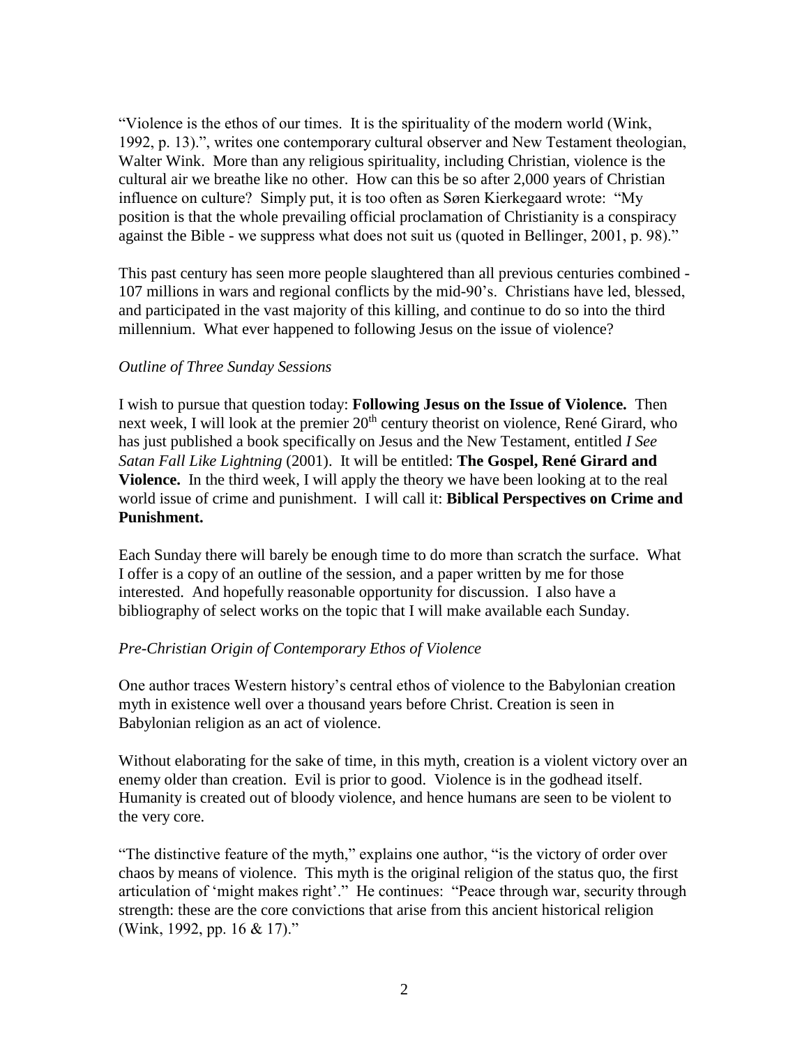"Violence is the ethos of our times. It is the spirituality of the modern world (Wink, 1992, p. 13).", writes one contemporary cultural observer and New Testament theologian, Walter Wink. More than any religious spirituality, including Christian, violence is the cultural air we breathe like no other. How can this be so after 2,000 years of Christian influence on culture? Simply put, it is too often as Søren Kierkegaard wrote: "My position is that the whole prevailing official proclamation of Christianity is a conspiracy against the Bible - we suppress what does not suit us (quoted in Bellinger, 2001, p. 98)."

This past century has seen more people slaughtered than all previous centuries combined - 107 millions in wars and regional conflicts by the mid-90's. Christians have led, blessed, and participated in the vast majority of this killing, and continue to do so into the third millennium. What ever happened to following Jesus on the issue of violence?

*Outline of Three Sunday Sessions*

I wish to pursue that question today: **Following Jesus on the Issue of Violence.** Then next week, I will look at the premier 20th century theorist on violence, René Girard, who has just published a book specifically on Jesus and the New Testament, entitled *I See Satan Fall Like Lightning* (2001). It will be entitled: **The Gospel, René Girard and Violence.** In the third week, I will apply the theory we have been looking at to the real world issue of crime and punishment. I will call it: **Biblical Perspectives on Crime and Punishment.**

Each Sunday there will barely be enough time to do more than scratch the surface. What I offer is a copy of an outline of the session, and a paper written by me for those interested. And hopefully reasonable opportunity for discussion. I also have a bibliography of select works on the topic that I will make available each Sunday.

*Pre-Christian Origin of Contemporary Ethos of Violence*

One author traces Western history's central ethos of violence to the Babylonian creation myth in existence well over a thousand years before Christ. Creation is seen in Babylonian religion as an act of violence.

Without elaborating for the sake of time, in this myth, creation is a violent victory over an enemy older than creation. Evil is prior to good. Violence is in the godhead itself. Humanity is created out of bloody violence, and hence humans are seen to be violent to the very core.

"The distinctive feature of the myth," explains one author, "is the victory of order over chaos by means of violence. This myth is the original religion of the status quo, the first articulation of 'might makes right'." He continues: "Peace through war, security through strength: these are the core convictions that arise from this ancient historical religion (Wink, 1992, pp. 16 & 17)."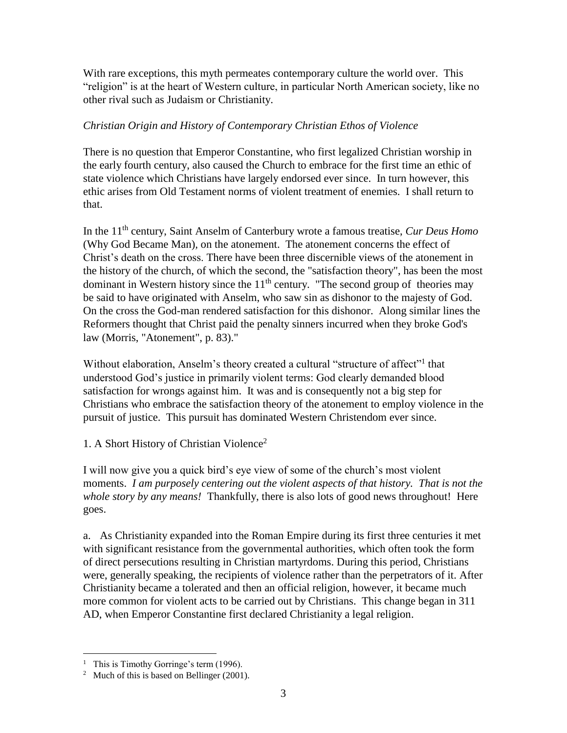With rare exceptions, this myth permeates contemporary culture the world over. This "religion" is at the heart of Western culture, in particular North American society, like no other rival such as Judaism or Christianity.

*Christian Origin and History of Contemporary Christian Ethos of Violence*

There is no question that Emperor Constantine, who first legalized Christian worship in the early fourth century, also caused the Church to embrace for the first time an ethic of state violence which Christians have largely endorsed ever since. In turn however, this ethic arises from Old Testament norms of violent treatment of enemies. I shall return to that.

In the 11th century, Saint Anselm of Canterbury wrote a famous treatise, *Cur Deus Homo* (Why God Became Man), on the atonement. The atonement concerns the effect of Christ's death on the cross. There have been three discernible views of the atonement in the history of the church, of which the second, the "satisfaction theory", has been the most dominant in Western history since the 11th century. "The second group of theories may be said to have originated with Anselm, who saw sin as dishonor to the majesty of God. On the cross the God-man rendered satisfaction for this dishonor. Along similar lines the Reformers thought that Christ paid the penalty sinners incurred when they broke God's law (Morris, "Atonement", p. 83)."

Without elaboration, Anselm's theory created a cultural "structure of affect"[1] that understood God's justice in primarily violent terms: God clearly demanded blood satisfaction for wrongs against him. It was and is consequently not a big step for Christians who embrace the satisfaction theory of the atonement to employ violence in the pursuit of justice. This pursuit has dominated Western Christendom ever since.

1. A Short History of Christian Violence[2]

I will now give you a quick bird's eye view of some of the church's most violent moments. *I am purposely centering out the violent aspects of that history. That is not the whole story by any means!* Thankfully, there is also lots of good news throughout! Here goes.

a. As Christianity expanded into the Roman Empire during its first three centuries it met with significant resistance from the governmental authorities, which often took the form of direct persecutions resulting in Christian martyrdoms. During this period, Christians were, generally speaking, the recipients of violence rather than the perpetrators of it. After Christianity became a tolerated and then an official religion, however, it became much more common for violent acts to be carried out by Christians. This change began in 311 AD, when Emperor Constantine first declared Christianity a legal religion.

[1] This is Timothy Gorringe's term (1996).

[2] Much of this is based on Bellinger (2001).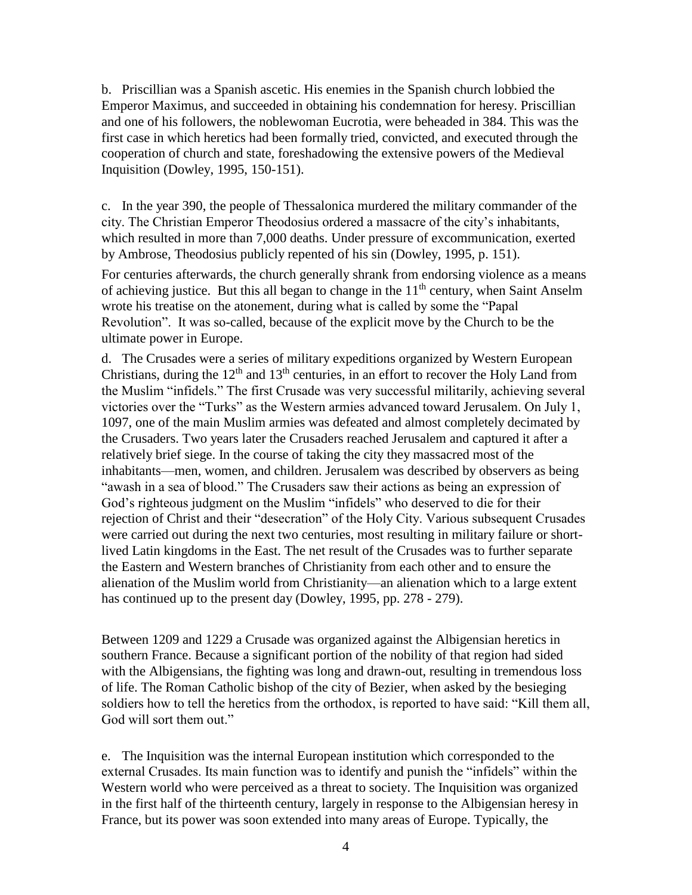b. Priscillian was a Spanish ascetic. His enemies in the Spanish church lobbied the Emperor Maximus, and succeeded in obtaining his condemnation for heresy. Priscillian and one of his followers, the noblewoman Eucrotia, were beheaded in 384. This was the first case in which heretics had been formally tried, convicted, and executed through the cooperation of church and state, foreshadowing the extensive powers of the Medieval Inquisition (Dowley, 1995, 150-151).

c. In the year 390, the people of Thessalonica murdered the military commander of the city. The Christian Emperor Theodosius ordered a massacre of the city's inhabitants, which resulted in more than 7,000 deaths. Under pressure of excommunication, exerted by Ambrose, Theodosius publicly repented of his sin (Dowley, 1995, p. 151).

For centuries afterwards, the church generally shrank from endorsing violence as a means of achieving justice. But this all began to change in the 11th century, when Saint Anselm wrote his treatise on the atonement, during what is called by some the "Papal Revolution". It was so-called, because of the explicit move by the Church to be the ultimate power in Europe.

d. The Crusades were a series of military expeditions organized by Western European Christians, during the 12th and 13th centuries, in an effort to recover the Holy Land from the Muslim "infidels." The first Crusade was very successful militarily, achieving several victories over the "Turks" as the Western armies advanced toward Jerusalem. On July 1, 1097, one of the main Muslim armies was defeated and almost completely decimated by the Crusaders. Two years later the Crusaders reached Jerusalem and captured it after a relatively brief siege. In the course of taking the city they massacred most of the inhabitants—men, women, and children. Jerusalem was described by observers as being "awash in a sea of blood." The Crusaders saw their actions as being an expression of God's righteous judgment on the Muslim "infidels" who deserved to die for their rejection of Christ and their "desecration" of the Holy City. Various subsequent Crusades were carried out during the next two centuries, most resulting in military failure or short-lived Latin kingdoms in the East. The net result of the Crusades was to further separate the Eastern and Western branches of Christianity from each other and to ensure the alienation of the Muslim world from Christianity—an alienation which to a large extent has continued up to the present day (Dowley, 1995, pp. 278 - 279).

Between 1209 and 1229 a Crusade was organized against the Albigensian heretics in southern France. Because a significant portion of the nobility of that region had sided with the Albigensians, the fighting was long and drawn-out, resulting in tremendous loss of life. The Roman Catholic bishop of the city of Bezier, when asked by the besieging soldiers how to tell the heretics from the orthodox, is reported to have said: "Kill them all, God will sort them out."

e. The Inquisition was the internal European institution which corresponded to the external Crusades. Its main function was to identify and punish the "infidels" within the Western world who were perceived as a threat to society. The Inquisition was organized in the first half of the thirteenth century, largely in response to the Albigensian heresy in France, but its power was soon extended into many areas of Europe. Typically, the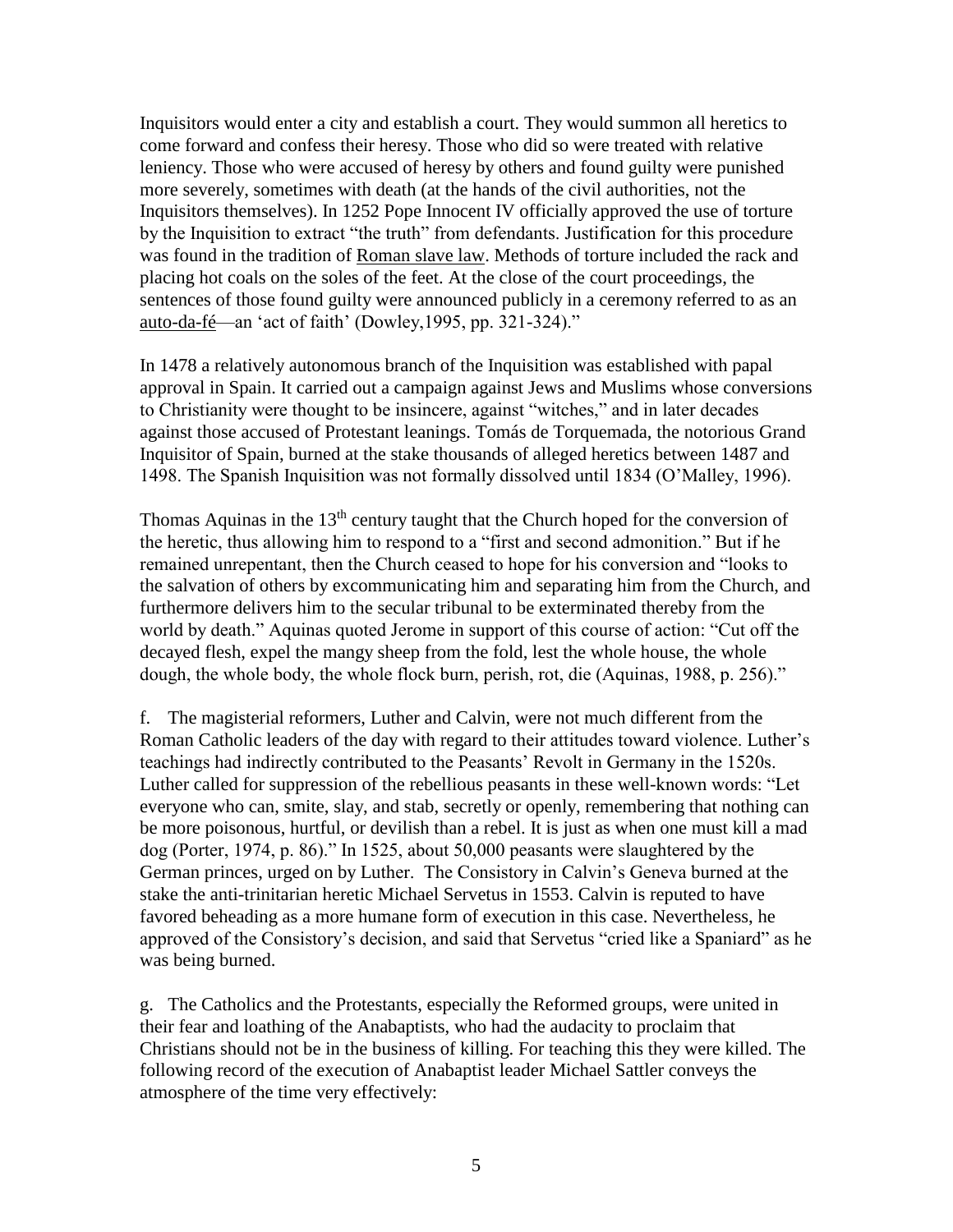Inquisitors would enter a city and establish a court. They would summon all heretics to come forward and confess their heresy. Those who did so were treated with relative leniency. Those who were accused of heresy by others and found guilty were punished more severely, sometimes with death (at the hands of the civil authorities, not the Inquisitors themselves). In 1252 Pope Innocent IV officially approved the use of torture by the Inquisition to extract "the truth" from defendants. Justification for this procedure was found in the tradition of Roman slave law. Methods of torture included the rack and placing hot coals on the soles of the feet. At the close of the court proceedings, the sentences of those found guilty were announced publicly in a ceremony referred to as an auto-da-fé—an 'act of faith' (Dowley,1995, pp. 321-324)."

In 1478 a relatively autonomous branch of the Inquisition was established with papal approval in Spain. It carried out a campaign against Jews and Muslims whose conversions to Christianity were thought to be insincere, against "witches," and in later decades against those accused of Protestant leanings. Tomás de Torquemada, the notorious Grand Inquisitor of Spain, burned at the stake thousands of alleged heretics between 1487 and 1498. The Spanish Inquisition was not formally dissolved until 1834 (O'Malley, 1996).

Thomas Aquinas in the 13th century taught that the Church hoped for the conversion of the heretic, thus allowing him to respond to a "first and second admonition." But if he remained unrepentant, then the Church ceased to hope for his conversion and "looks to the salvation of others by excommunicating him and separating him from the Church, and furthermore delivers him to the secular tribunal to be exterminated thereby from the world by death." Aquinas quoted Jerome in support of this course of action: "Cut off the decayed flesh, expel the mangy sheep from the fold, lest the whole house, the whole dough, the whole body, the whole flock burn, perish, rot, die (Aquinas, 1988, p. 256)."

f. The magisterial reformers, Luther and Calvin, were not much different from the Roman Catholic leaders of the day with regard to their attitudes toward violence. Luther's teachings had indirectly contributed to the Peasants' Revolt in Germany in the 1520s. Luther called for suppression of the rebellious peasants in these well-known words: "Let everyone who can, smite, slay, and stab, secretly or openly, remembering that nothing can be more poisonous, hurtful, or devilish than a rebel. It is just as when one must kill a mad dog (Porter, 1974, p. 86)." In 1525, about 50,000 peasants were slaughtered by the German princes, urged on by Luther. The Consistory in Calvin's Geneva burned at the stake the anti-trinitarian heretic Michael Servetus in 1553. Calvin is reputed to have favored beheading as a more humane form of execution in this case. Nevertheless, he approved of the Consistory's decision, and said that Servetus "cried like a Spaniard" as he was being burned.

g. The Catholics and the Protestants, especially the Reformed groups, were united in their fear and loathing of the Anabaptists, who had the audacity to proclaim that Christians should not be in the business of killing. For teaching this they were killed. The following record of the execution of Anabaptist leader Michael Sattler conveys the atmosphere of the time very effectively: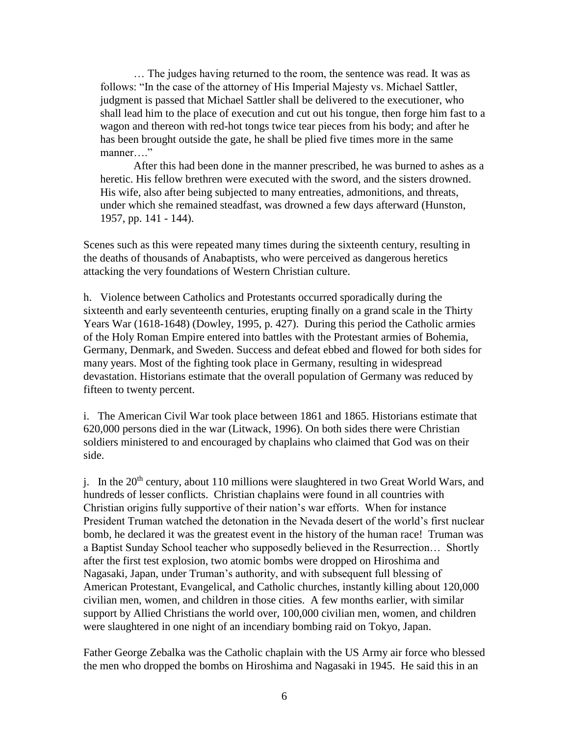> … The judges having returned to the room, the sentence was read. It was as follows: "In the case of the attorney of His Imperial Majesty vs. Michael Sattler, judgment is passed that Michael Sattler shall be delivered to the executioner, who shall lead him to the place of execution and cut out his tongue, then forge him fast to a wagon and thereon with red-hot tongs twice tear pieces from his body; and after he has been brought outside the gate, he shall be plied five times more in the same manner…."
>
> After this had been done in the manner prescribed, he was burned to ashes as a heretic. His fellow brethren were executed with the sword, and the sisters drowned. His wife, also after being subjected to many entreaties, admonitions, and threats, under which she remained steadfast, was drowned a few days afterward (Hunston, 1957, pp. 141 - 144).

Scenes such as this were repeated many times during the sixteenth century, resulting in the deaths of thousands of Anabaptists, who were perceived as dangerous heretics attacking the very foundations of Western Christian culture.

h. Violence between Catholics and Protestants occurred sporadically during the sixteenth and early seventeenth centuries, erupting finally on a grand scale in the Thirty Years War (1618-1648) (Dowley, 1995, p. 427). During this period the Catholic armies of the Holy Roman Empire entered into battles with the Protestant armies of Bohemia, Germany, Denmark, and Sweden. Success and defeat ebbed and flowed for both sides for many years. Most of the fighting took place in Germany, resulting in widespread devastation. Historians estimate that the overall population of Germany was reduced by fifteen to twenty percent.

i. The American Civil War took place between 1861 and 1865. Historians estimate that 620,000 persons died in the war (Litwack, 1996). On both sides there were Christian soldiers ministered to and encouraged by chaplains who claimed that God was on their side.

j. In the 20th century, about 110 millions were slaughtered in two Great World Wars, and hundreds of lesser conflicts. Christian chaplains were found in all countries with Christian origins fully supportive of their nation's war efforts. When for instance President Truman watched the detonation in the Nevada desert of the world's first nuclear bomb, he declared it was the greatest event in the history of the human race! Truman was a Baptist Sunday School teacher who supposedly believed in the Resurrection… Shortly after the first test explosion, two atomic bombs were dropped on Hiroshima and Nagasaki, Japan, under Truman's authority, and with subsequent full blessing of American Protestant, Evangelical, and Catholic churches, instantly killing about 120,000 civilian men, women, and children in those cities. A few months earlier, with similar support by Allied Christians the world over, 100,000 civilian men, women, and children were slaughtered in one night of an incendiary bombing raid on Tokyo, Japan.

Father George Zebalka was the Catholic chaplain with the US Army air force who blessed the men who dropped the bombs on Hiroshima and Nagasaki in 1945. He said this in an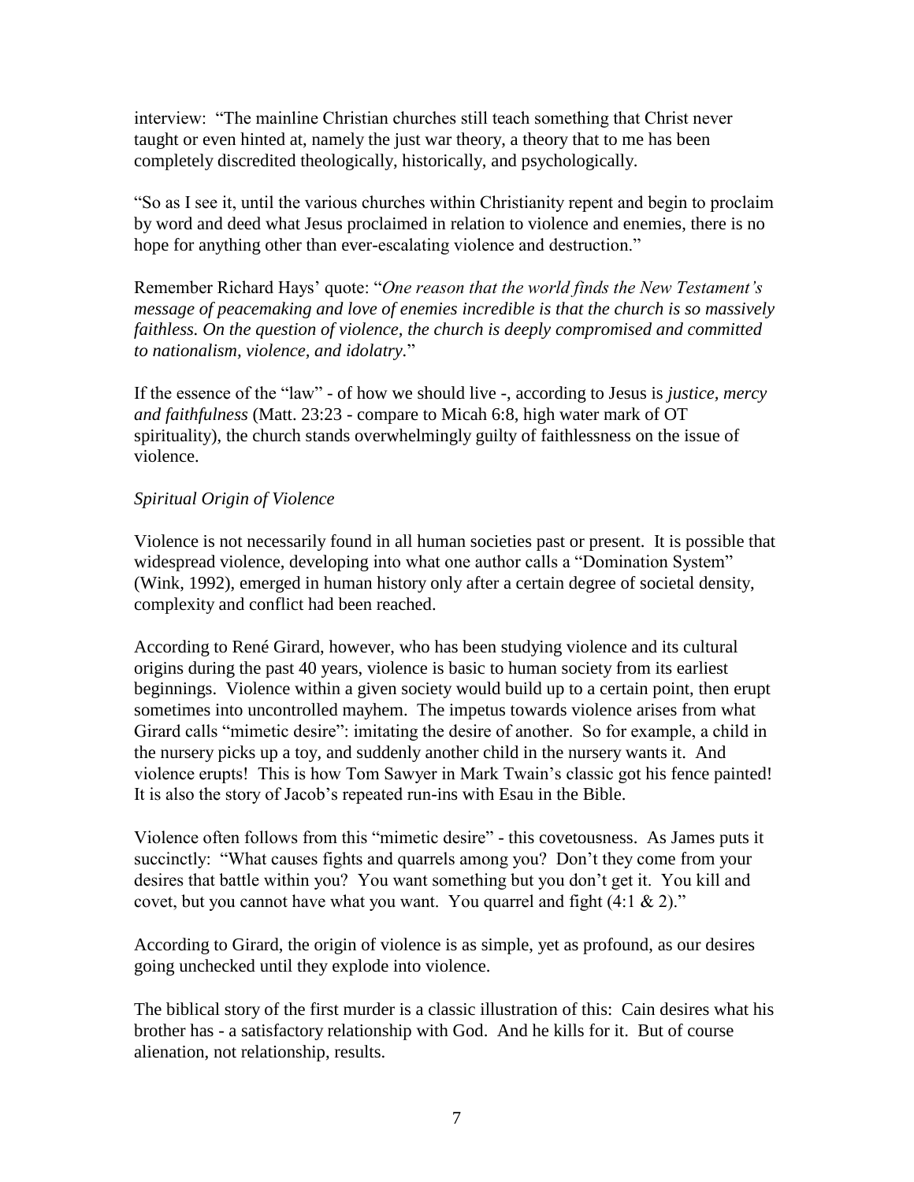interview: "The mainline Christian churches still teach something that Christ never taught or even hinted at, namely the just war theory, a theory that to me has been completely discredited theologically, historically, and psychologically.

"So as I see it, until the various churches within Christianity repent and begin to proclaim by word and deed what Jesus proclaimed in relation to violence and enemies, there is no hope for anything other than ever-escalating violence and destruction."

Remember Richard Hays' quote: "*One reason that the world finds the New Testament's message of peacemaking and love of enemies incredible is that the church is so massively faithless. On the question of violence, the church is deeply compromised and committed to nationalism, violence, and idolatry.*"

If the essence of the "law" - of how we should live -, according to Jesus is *justice, mercy and faithfulness* (Matt. 23:23 - compare to Micah 6:8, high water mark of OT spirituality), the church stands overwhelmingly guilty of faithlessness on the issue of violence.

*Spiritual Origin of Violence*

Violence is not necessarily found in all human societies past or present. It is possible that widespread violence, developing into what one author calls a "Domination System" (Wink, 1992), emerged in human history only after a certain degree of societal density, complexity and conflict had been reached.

According to René Girard, however, who has been studying violence and its cultural origins during the past 40 years, violence is basic to human society from its earliest beginnings. Violence within a given society would build up to a certain point, then erupt sometimes into uncontrolled mayhem. The impetus towards violence arises from what Girard calls "mimetic desire": imitating the desire of another. So for example, a child in the nursery picks up a toy, and suddenly another child in the nursery wants it. And violence erupts! This is how Tom Sawyer in Mark Twain's classic got his fence painted! It is also the story of Jacob's repeated run-ins with Esau in the Bible.

Violence often follows from this "mimetic desire" - this covetousness. As James puts it succinctly: "What causes fights and quarrels among you? Don't they come from your desires that battle within you? You want something but you don't get it. You kill and covet, but you cannot have what you want. You quarrel and fight (4:1 & 2)."

According to Girard, the origin of violence is as simple, yet as profound, as our desires going unchecked until they explode into violence.

The biblical story of the first murder is a classic illustration of this: Cain desires what his brother has - a satisfactory relationship with God. And he kills for it. But of course alienation, not relationship, results.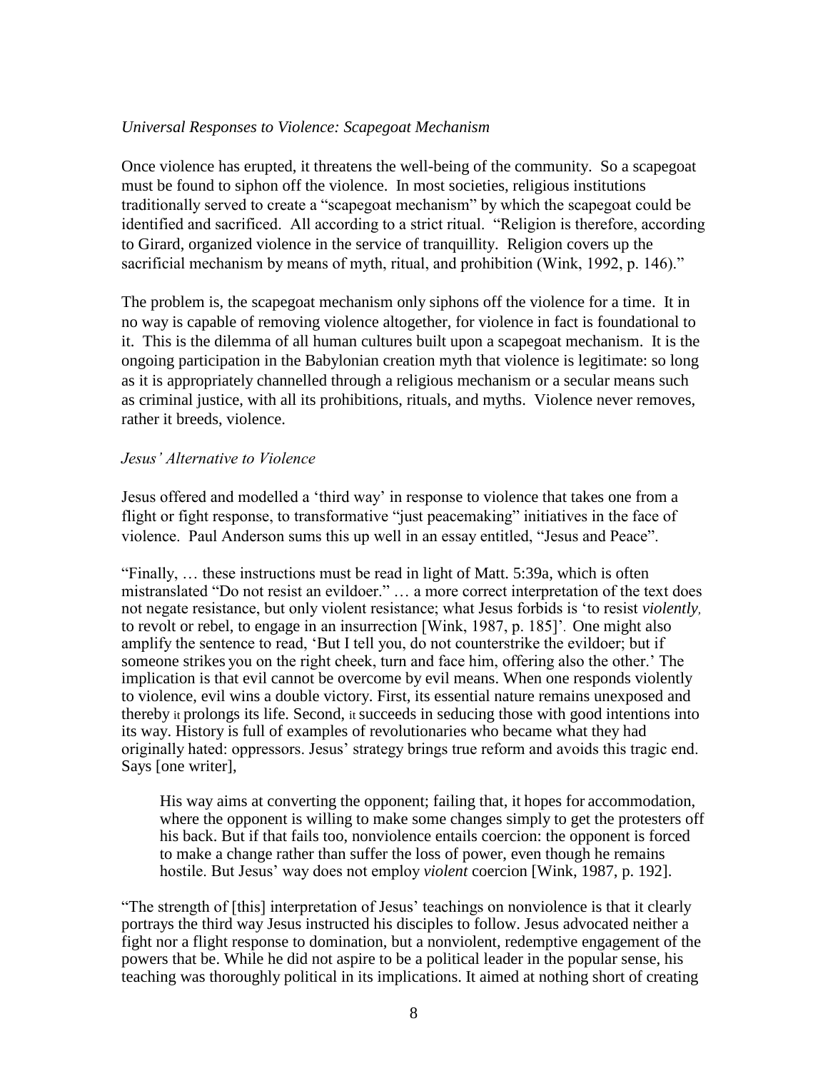*Universal Responses to Violence: Scapegoat Mechanism*

Once violence has erupted, it threatens the well-being of the community. So a scapegoat must be found to siphon off the violence. In most societies, religious institutions traditionally served to create a "scapegoat mechanism" by which the scapegoat could be identified and sacrificed. All according to a strict ritual. "Religion is therefore, according to Girard, organized violence in the service of tranquillity. Religion covers up the sacrificial mechanism by means of myth, ritual, and prohibition (Wink, 1992, p. 146)."

The problem is, the scapegoat mechanism only siphons off the violence for a time. It in no way is capable of removing violence altogether, for violence in fact is foundational to it. This is the dilemma of all human cultures built upon a scapegoat mechanism. It is the ongoing participation in the Babylonian creation myth that violence is legitimate: so long as it is appropriately channelled through a religious mechanism or a secular means such as criminal justice, with all its prohibitions, rituals, and myths. Violence never removes, rather it breeds, violence.

*Jesus' Alternative to Violence*

Jesus offered and modelled a 'third way' in response to violence that takes one from a flight or fight response, to transformative "just peacemaking" initiatives in the face of violence. Paul Anderson sums this up well in an essay entitled, "Jesus and Peace".

"Finally, … these instructions must be read in light of Matt. 5:39a, which is often mistranslated "Do not resist an evildoer." … a more correct interpretation of the text does not negate resistance, but only violent resistance; what Jesus forbids is 'to resist *violently*, to revolt or rebel, to engage in an insurrection [Wink, 1987, p. 185]'. One might also amplify the sentence to read, 'But I tell you, do not counterstrike the evildoer; but if someone strikes you on the right cheek, turn and face him, offering also the other.' The implication is that evil cannot be overcome by evil means. When one responds violently to violence, evil wins a double victory. First, its essential nature remains unexposed and thereby it prolongs its life. Second, it succeeds in seducing those with good intentions into its way. History is full of examples of revolutionaries who became what they had originally hated: oppressors. Jesus' strategy brings true reform and avoids this tragic end. Says [one writer],

> His way aims at converting the opponent; failing that, it hopes for accommodation, where the opponent is willing to make some changes simply to get the protesters off his back. But if that fails too, nonviolence entails coercion: the opponent is forced to make a change rather than suffer the loss of power, even though he remains hostile. But Jesus' way does not employ *violent* coercion [Wink, 1987, p. 192].

"The strength of [this] interpretation of Jesus' teachings on nonviolence is that it clearly portrays the third way Jesus instructed his disciples to follow. Jesus advocated neither a fight nor a flight response to domination, but a nonviolent, redemptive engagement of the powers that be. While he did not aspire to be a political leader in the popular sense, his teaching was thoroughly political in its implications. It aimed at nothing short of creating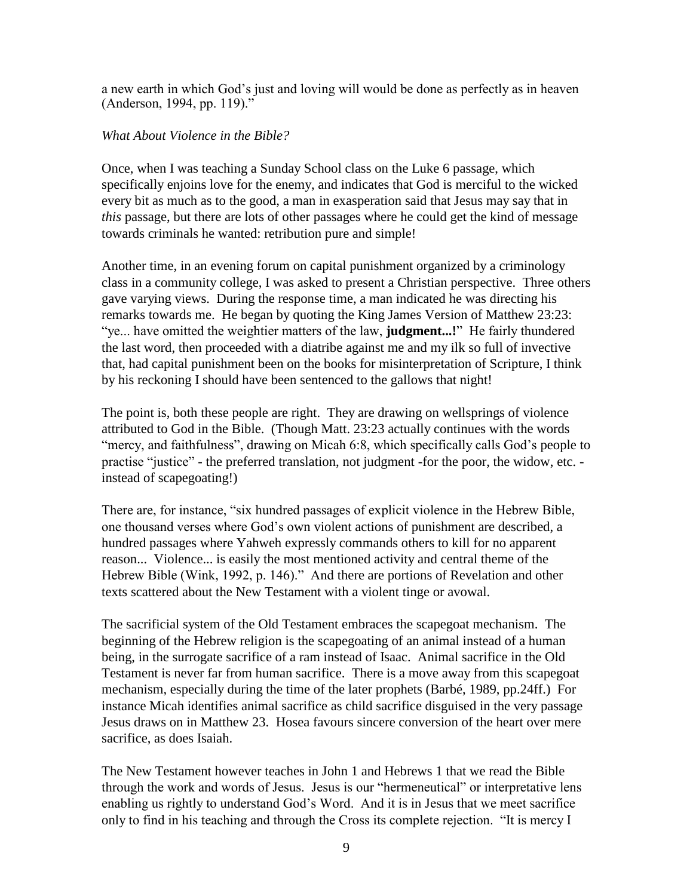a new earth in which God's just and loving will would be done as perfectly as in heaven (Anderson, 1994, pp. 119)."

*What About Violence in the Bible?*

Once, when I was teaching a Sunday School class on the Luke 6 passage, which specifically enjoins love for the enemy, and indicates that God is merciful to the wicked every bit as much as to the good, a man in exasperation said that Jesus may say that in *this* passage, but there are lots of other passages where he could get the kind of message towards criminals he wanted: retribution pure and simple!

Another time, in an evening forum on capital punishment organized by a criminology class in a community college, I was asked to present a Christian perspective. Three others gave varying views. During the response time, a man indicated he was directing his remarks towards me. He began by quoting the King James Version of Matthew 23:23: "ye... have omitted the weightier matters of the law, **judgment...!**" He fairly thundered the last word, then proceeded with a diatribe against me and my ilk so full of invective that, had capital punishment been on the books for misinterpretation of Scripture, I think by his reckoning I should have been sentenced to the gallows that night!

The point is, both these people are right. They are drawing on wellsprings of violence attributed to God in the Bible. (Though Matt. 23:23 actually continues with the words "mercy, and faithfulness", drawing on Micah 6:8, which specifically calls God's people to practise "justice" - the preferred translation, not judgment -for the poor, the widow, etc. - instead of scapegoating!)

There are, for instance, "six hundred passages of explicit violence in the Hebrew Bible, one thousand verses where God's own violent actions of punishment are described, a hundred passages where Yahweh expressly commands others to kill for no apparent reason... Violence... is easily the most mentioned activity and central theme of the Hebrew Bible (Wink, 1992, p. 146)." And there are portions of Revelation and other texts scattered about the New Testament with a violent tinge or avowal.

The sacrificial system of the Old Testament embraces the scapegoat mechanism. The beginning of the Hebrew religion is the scapegoating of an animal instead of a human being, in the surrogate sacrifice of a ram instead of Isaac. Animal sacrifice in the Old Testament is never far from human sacrifice. There is a move away from this scapegoat mechanism, especially during the time of the later prophets (Barbé, 1989, pp.24ff.) For instance Micah identifies animal sacrifice as child sacrifice disguised in the very passage Jesus draws on in Matthew 23. Hosea favours sincere conversion of the heart over mere sacrifice, as does Isaiah.

The New Testament however teaches in John 1 and Hebrews 1 that we read the Bible through the work and words of Jesus. Jesus is our "hermeneutical" or interpretative lens enabling us rightly to understand God's Word. And it is in Jesus that we meet sacrifice only to find in his teaching and through the Cross its complete rejection. "It is mercy I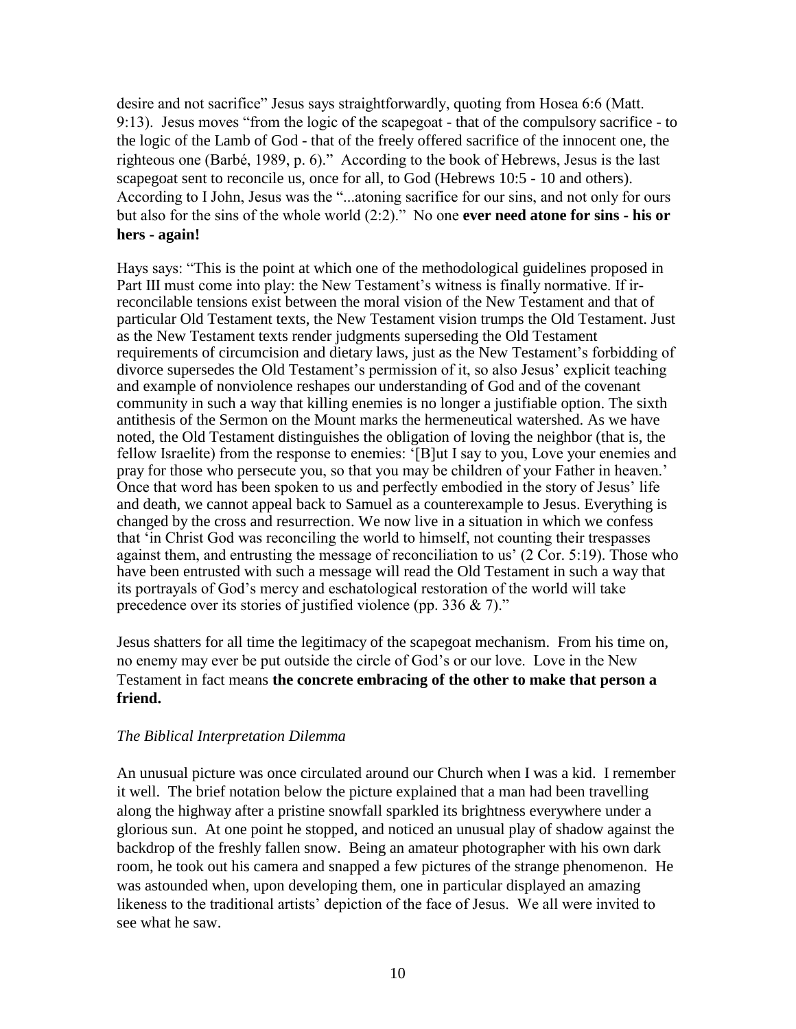desire and not sacrifice" Jesus says straightforwardly, quoting from Hosea 6:6 (Matt. 9:13). Jesus moves "from the logic of the scapegoat - that of the compulsory sacrifice - to the logic of the Lamb of God - that of the freely offered sacrifice of the innocent one, the righteous one (Barbé, 1989, p. 6)." According to the book of Hebrews, Jesus is the last scapegoat sent to reconcile us, once for all, to God (Hebrews 10:5 - 10 and others). According to I John, Jesus was the "...atoning sacrifice for our sins, and not only for ours but also for the sins of the whole world (2:2)." No one **ever need atone for sins - his or hers - again!**

Hays says: "This is the point at which one of the methodological guidelines proposed in Part III must come into play: the New Testament's witness is finally normative. If irreconcilable tensions exist between the moral vision of the New Testament and that of particular Old Testament texts, the New Testament vision trumps the Old Testament. Just as the New Testament texts render judgments superseding the Old Testament requirements of circumcision and dietary laws, just as the New Testament's forbidding of divorce supersedes the Old Testament's permission of it, so also Jesus' explicit teaching and example of nonviolence reshapes our understanding of God and of the covenant community in such a way that killing enemies is no longer a justifiable option. The sixth antithesis of the Sermon on the Mount marks the hermeneutical watershed. As we have noted, the Old Testament distinguishes the obligation of loving the neighbor (that is, the fellow Israelite) from the response to enemies: '[B]ut I say to you, Love your enemies and pray for those who persecute you, so that you may be children of your Father in heaven.' Once that word has been spoken to us and perfectly embodied in the story of Jesus' life and death, we cannot appeal back to Samuel as a counterexample to Jesus. Everything is changed by the cross and resurrection. We now live in a situation in which we confess that 'in Christ God was reconciling the world to himself, not counting their trespasses against them, and entrusting the message of reconciliation to us' (2 Cor. 5:19). Those who have been entrusted with such a message will read the Old Testament in such a way that its portrayals of God's mercy and eschatological restoration of the world will take precedence over its stories of justified violence (pp. 336 & 7)."

Jesus shatters for all time the legitimacy of the scapegoat mechanism. From his time on, no enemy may ever be put outside the circle of God's or our love. Love in the New Testament in fact means **the concrete embracing of the other to make that person a friend.**

*The Biblical Interpretation Dilemma*

An unusual picture was once circulated around our Church when I was a kid. I remember it well. The brief notation below the picture explained that a man had been travelling along the highway after a pristine snowfall sparkled its brightness everywhere under a glorious sun. At one point he stopped, and noticed an unusual play of shadow against the backdrop of the freshly fallen snow. Being an amateur photographer with his own dark room, he took out his camera and snapped a few pictures of the strange phenomenon. He was astounded when, upon developing them, one in particular displayed an amazing likeness to the traditional artists' depiction of the face of Jesus. We all were invited to see what he saw.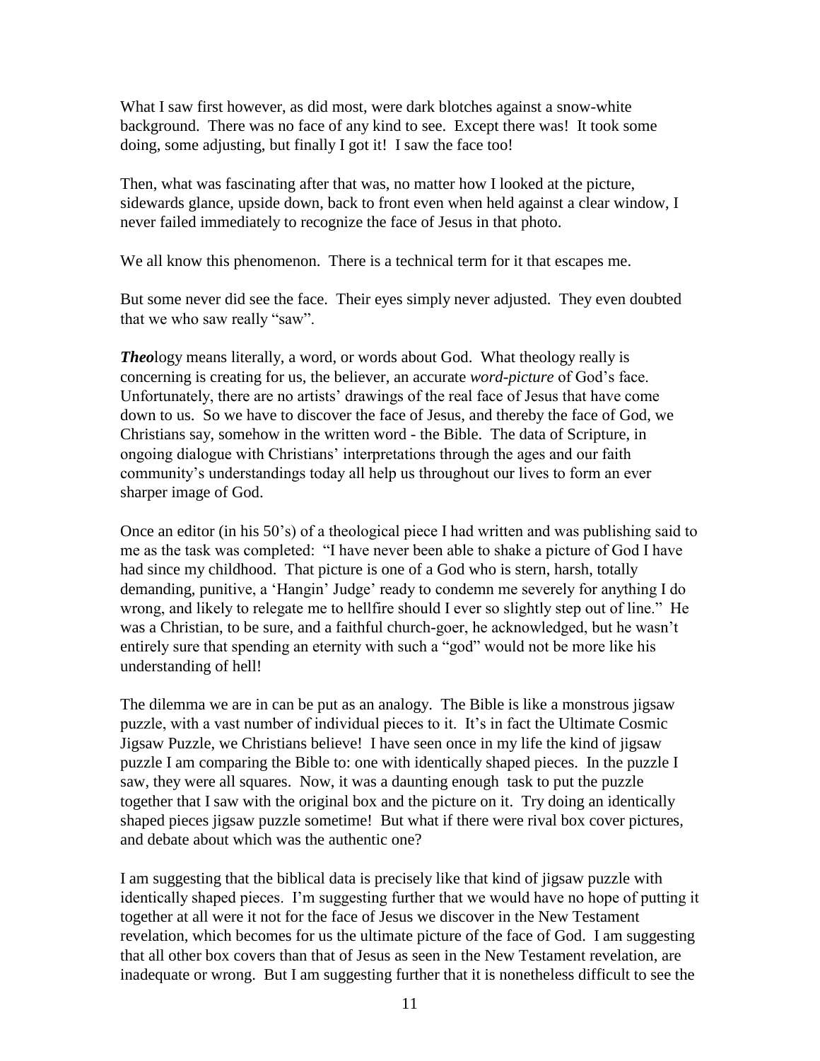What I saw first however, as did most, were dark blotches against a snow-white background. There was no face of any kind to see. Except there was! It took some doing, some adjusting, but finally I got it! I saw the face too!

Then, what was fascinating after that was, no matter how I looked at the picture, sidewards glance, upside down, back to front even when held against a clear window, I never failed immediately to recognize the face of Jesus in that photo.

We all know this phenomenon. There is a technical term for it that escapes me.

But some never did see the face. Their eyes simply never adjusted. They even doubted that we who saw really "saw".

***Theo***logy means literally, a word, or words about God. What theology really is concerning is creating for us, the believer, an accurate *word-picture* of God's face. Unfortunately, there are no artists' drawings of the real face of Jesus that have come down to us. So we have to discover the face of Jesus, and thereby the face of God, we Christians say, somehow in the written word - the Bible. The data of Scripture, in ongoing dialogue with Christians' interpretations through the ages and our faith community's understandings today all help us throughout our lives to form an ever sharper image of God.

Once an editor (in his 50's) of a theological piece I had written and was publishing said to me as the task was completed: "I have never been able to shake a picture of God I have had since my childhood. That picture is one of a God who is stern, harsh, totally demanding, punitive, a 'Hangin' Judge' ready to condemn me severely for anything I do wrong, and likely to relegate me to hellfire should I ever so slightly step out of line." He was a Christian, to be sure, and a faithful church-goer, he acknowledged, but he wasn't entirely sure that spending an eternity with such a "god" would not be more like his understanding of hell!

The dilemma we are in can be put as an analogy. The Bible is like a monstrous jigsaw puzzle, with a vast number of individual pieces to it. It's in fact the Ultimate Cosmic Jigsaw Puzzle, we Christians believe! I have seen once in my life the kind of jigsaw puzzle I am comparing the Bible to: one with identically shaped pieces. In the puzzle I saw, they were all squares. Now, it was a daunting enough task to put the puzzle together that I saw with the original box and the picture on it. Try doing an identically shaped pieces jigsaw puzzle sometime! But what if there were rival box cover pictures, and debate about which was the authentic one?

I am suggesting that the biblical data is precisely like that kind of jigsaw puzzle with identically shaped pieces. I'm suggesting further that we would have no hope of putting it together at all were it not for the face of Jesus we discover in the New Testament revelation, which becomes for us the ultimate picture of the face of God. I am suggesting that all other box covers than that of Jesus as seen in the New Testament revelation, are inadequate or wrong. But I am suggesting further that it is nonetheless difficult to see the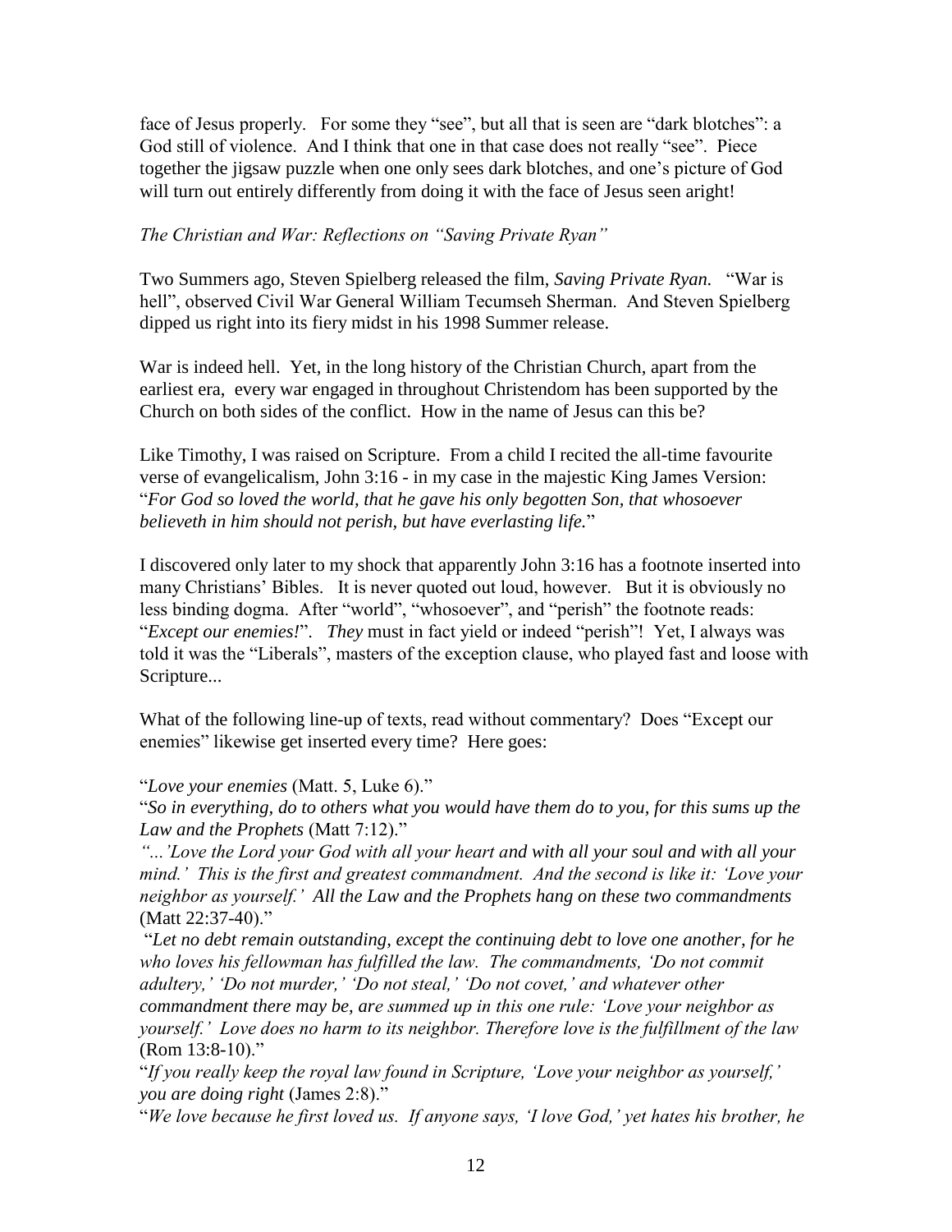face of Jesus properly. For some they "see", but all that is seen are "dark blotches": a God still of violence. And I think that one in that case does not really "see". Piece together the jigsaw puzzle when one only sees dark blotches, and one's picture of God will turn out entirely differently from doing it with the face of Jesus seen aright!

*The Christian and War: Reflections on "Saving Private Ryan"*

Two Summers ago, Steven Spielberg released the film, *Saving Private Ryan.* "War is hell", observed Civil War General William Tecumseh Sherman. And Steven Spielberg dipped us right into its fiery midst in his 1998 Summer release.

War is indeed hell. Yet, in the long history of the Christian Church, apart from the earliest era, every war engaged in throughout Christendom has been supported by the Church on both sides of the conflict. How in the name of Jesus can this be?

Like Timothy, I was raised on Scripture. From a child I recited the all-time favourite verse of evangelicalism, John 3:16 - in my case in the majestic King James Version: "*For God so loved the world, that he gave his only begotten Son, that whosoever believeth in him should not perish, but have everlasting life.*"

I discovered only later to my shock that apparently John 3:16 has a footnote inserted into many Christians' Bibles. It is never quoted out loud, however. But it is obviously no less binding dogma. After "world", "whosoever", and "perish" the footnote reads: "*Except our enemies!*". *They* must in fact yield or indeed "perish"! Yet, I always was told it was the "Liberals", masters of the exception clause, who played fast and loose with Scripture...

What of the following line-up of texts, read without commentary? Does "Except our enemies" likewise get inserted every time? Here goes:

"*Love your enemies* (Matt. 5, Luke 6)."

"*So in everything, do to others what you would have them do to you, for this sums up the Law and the Prophets* (Matt 7:12)."

*"...'Love the Lord your God with all your heart and with all your soul and with all your mind.' This is the first and greatest commandment. And the second is like it: 'Love your neighbor as yourself.' All the Law and the Prophets hang on these two commandments* (Matt 22:37-40)."

"*Let no debt remain outstanding, except the continuing debt to love one another, for he who loves his fellowman has fulfilled the law. The commandments, 'Do not commit adultery,' 'Do not murder,' 'Do not steal,' 'Do not covet,' and whatever other commandment there may be, are summed up in this one rule: 'Love your neighbor as yourself.' Love does no harm to its neighbor. Therefore love is the fulfillment of the law* (Rom 13:8-10)."

"*If you really keep the royal law found in Scripture, 'Love your neighbor as yourself,' you are doing right* (James 2:8)."

"*We love because he first loved us. If anyone says, 'I love God,' yet hates his brother, he*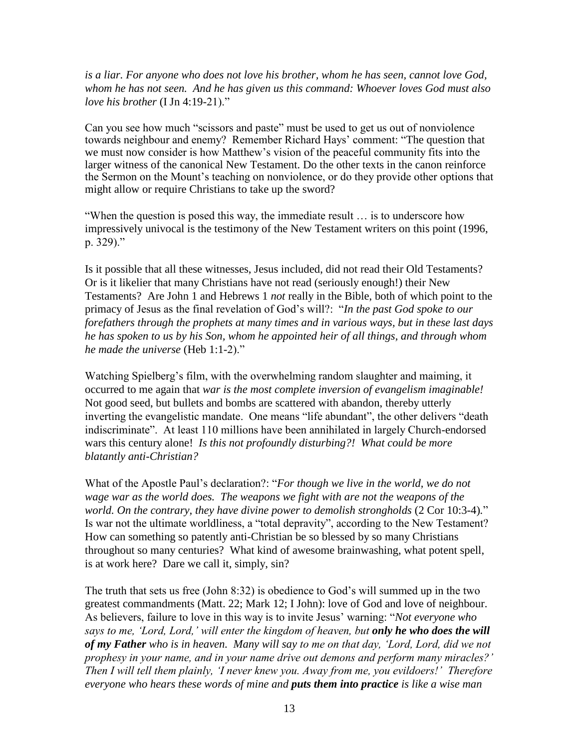*is a liar. For anyone who does not love his brother, whom he has seen, cannot love God, whom he has not seen. And he has given us this command: Whoever loves God must also love his brother* (I Jn 4:19-21)."

Can you see how much "scissors and paste" must be used to get us out of nonviolence towards neighbour and enemy? Remember Richard Hays' comment: "The question that we must now consider is how Matthew's vision of the peaceful community fits into the larger witness of the canonical New Testament. Do the other texts in the canon reinforce the Sermon on the Mount's teaching on nonviolence, or do they provide other options that might allow or require Christians to take up the sword?

"When the question is posed this way, the immediate result … is to underscore how impressively univocal is the testimony of the New Testament writers on this point (1996, p. 329)."

Is it possible that all these witnesses, Jesus included, did not read their Old Testaments? Or is it likelier that many Christians have not read (seriously enough!) their New Testaments? Are John 1 and Hebrews 1 *not* really in the Bible, both of which point to the primacy of Jesus as the final revelation of God's will?: "*In the past God spoke to our forefathers through the prophets at many times and in various ways, but in these last days he has spoken to us by his Son, whom he appointed heir of all things, and through whom he made the universe* (Heb 1:1-2)."

Watching Spielberg's film, with the overwhelming random slaughter and maiming, it occurred to me again that *war is the most complete inversion of evangelism imaginable!* Not good seed, but bullets and bombs are scattered with abandon, thereby utterly inverting the evangelistic mandate. One means "life abundant", the other delivers "death indiscriminate". At least 110 millions have been annihilated in largely Church-endorsed wars this century alone! *Is this not profoundly disturbing?! What could be more blatantly anti-Christian?*

What of the Apostle Paul's declaration?: "*For though we live in the world, we do not wage war as the world does. The weapons we fight with are not the weapons of the world. On the contrary, they have divine power to demolish strongholds* (2 Cor 10:3-4)." Is war not the ultimate worldliness, a "total depravity", according to the New Testament? How can something so patently anti-Christian be so blessed by so many Christians throughout so many centuries? What kind of awesome brainwashing, what potent spell, is at work here? Dare we call it, simply, sin?

The truth that sets us free (John 8:32) is obedience to God's will summed up in the two greatest commandments (Matt. 22; Mark 12; I John): love of God and love of neighbour. As believers, failure to love in this way is to invite Jesus' warning: "*Not everyone who says to me, 'Lord, Lord,' will enter the kingdom of heaven, but **only he who does the will of my Father** who is in heaven. Many will say to me on that day, 'Lord, Lord, did we not prophesy in your name, and in your name drive out demons and perform many miracles?' Then I will tell them plainly, 'I never knew you. Away from me, you evildoers!' Therefore everyone who hears these words of mine and **puts them into practice** is like a wise man*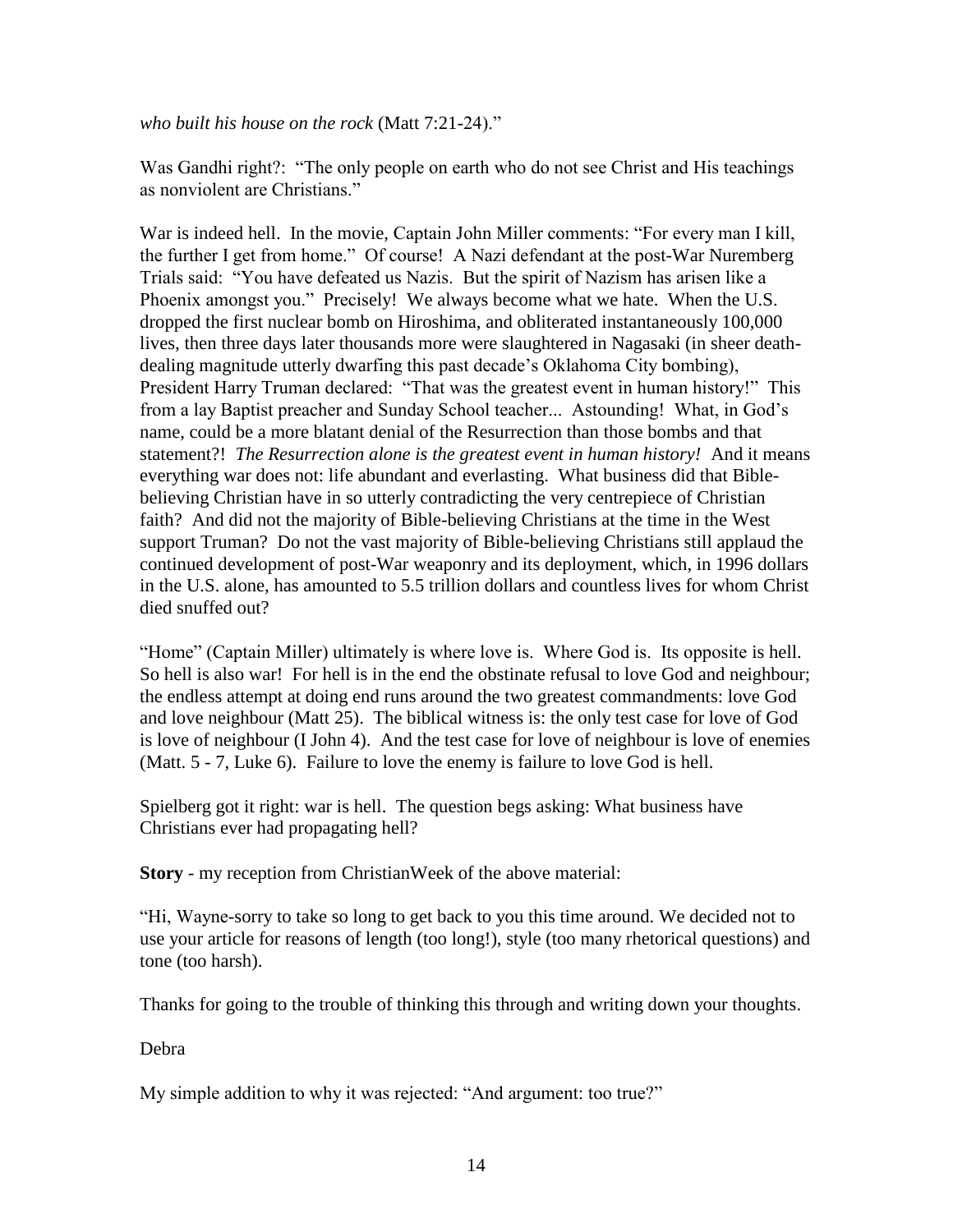*who built his house on the rock* (Matt 7:21-24)."

Was Gandhi right?: "The only people on earth who do not see Christ and His teachings as nonviolent are Christians."

War is indeed hell. In the movie, Captain John Miller comments: "For every man I kill, the further I get from home." Of course! A Nazi defendant at the post-War Nuremberg Trials said: "You have defeated us Nazis. But the spirit of Nazism has arisen like a Phoenix amongst you." Precisely! We always become what we hate. When the U.S. dropped the first nuclear bomb on Hiroshima, and obliterated instantaneously 100,000 lives, then three days later thousands more were slaughtered in Nagasaki (in sheer death-dealing magnitude utterly dwarfing this past decade's Oklahoma City bombing), President Harry Truman declared: "That was the greatest event in human history!" This from a lay Baptist preacher and Sunday School teacher... Astounding! What, in God's name, could be a more blatant denial of the Resurrection than those bombs and that statement?! *The Resurrection alone is the greatest event in human history!* And it means everything war does not: life abundant and everlasting. What business did that Bible-believing Christian have in so utterly contradicting the very centrepiece of Christian faith? And did not the majority of Bible-believing Christians at the time in the West support Truman? Do not the vast majority of Bible-believing Christians still applaud the continued development of post-War weaponry and its deployment, which, in 1996 dollars in the U.S. alone, has amounted to 5.5 trillion dollars and countless lives for whom Christ died snuffed out?

"Home" (Captain Miller) ultimately is where love is. Where God is. Its opposite is hell. So hell is also war! For hell is in the end the obstinate refusal to love God and neighbour; the endless attempt at doing end runs around the two greatest commandments: love God and love neighbour (Matt 25). The biblical witness is: the only test case for love of God is love of neighbour (I John 4). And the test case for love of neighbour is love of enemies (Matt. 5 - 7, Luke 6). Failure to love the enemy is failure to love God is hell.

Spielberg got it right: war is hell. The question begs asking: What business have Christians ever had propagating hell?

**Story** - my reception from ChristianWeek of the above material:

"Hi, Wayne-sorry to take so long to get back to you this time around. We decided not to use your article for reasons of length (too long!), style (too many rhetorical questions) and tone (too harsh).

Thanks for going to the trouble of thinking this through and writing down your thoughts.

Debra

My simple addition to why it was rejected: "And argument: too true?"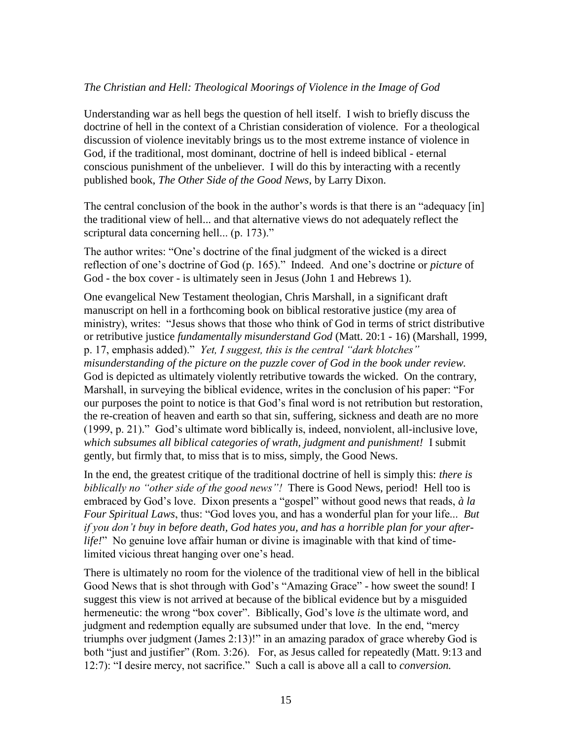*The Christian and Hell: Theological Moorings of Violence in the Image of God*

Understanding war as hell begs the question of hell itself. I wish to briefly discuss the doctrine of hell in the context of a Christian consideration of violence. For a theological discussion of violence inevitably brings us to the most extreme instance of violence in God, if the traditional, most dominant, doctrine of hell is indeed biblical - eternal conscious punishment of the unbeliever. I will do this by interacting with a recently published book, *The Other Side of the Good News*, by Larry Dixon.

The central conclusion of the book in the author's words is that there is an "adequacy [in] the traditional view of hell... and that alternative views do not adequately reflect the scriptural data concerning hell... (p. 173)."

The author writes: "One's doctrine of the final judgment of the wicked is a direct reflection of one's doctrine of God (p. 165)." Indeed. And one's doctrine or *picture* of God - the box cover - is ultimately seen in Jesus (John 1 and Hebrews 1).

One evangelical New Testament theologian, Chris Marshall, in a significant draft manuscript on hell in a forthcoming book on biblical restorative justice (my area of ministry), writes: "Jesus shows that those who think of God in terms of strict distributive or retributive justice *fundamentally misunderstand God* (Matt. 20:1 - 16) (Marshall, 1999, p. 17, emphasis added)." *Yet, I suggest, this is the central "dark blotches" misunderstanding of the picture on the puzzle cover of God in the book under review.* God is depicted as ultimately violently retributive towards the wicked. On the contrary, Marshall, in surveying the biblical evidence, writes in the conclusion of his paper: "For our purposes the point to notice is that God's final word is not retribution but restoration, the re-creation of heaven and earth so that sin, suffering, sickness and death are no more (1999, p. 21)." God's ultimate word biblically is, indeed, nonviolent, all-inclusive love, *which subsumes all biblical categories of wrath, judgment and punishment!* I submit gently, but firmly that, to miss that is to miss, simply, the Good News.

In the end, the greatest critique of the traditional doctrine of hell is simply this: *there is biblically no "other side of the good news"!* There is Good News, period! Hell too is embraced by God's love. Dixon presents a "gospel" without good news that reads, *à la Four Spiritual Laws*, thus: "God loves you, and has a wonderful plan for your life... *But if you don't buy in before death, God hates you, and has a horrible plan for your after-life!*" No genuine love affair human or divine is imaginable with that kind of time-limited vicious threat hanging over one's head.

There is ultimately no room for the violence of the traditional view of hell in the biblical Good News that is shot through with God's "Amazing Grace" - how sweet the sound! I suggest this view is not arrived at because of the biblical evidence but by a misguided hermeneutic: the wrong "box cover". Biblically, God's love *is* the ultimate word, and judgment and redemption equally are subsumed under that love. In the end, "mercy triumphs over judgment (James 2:13)!" in an amazing paradox of grace whereby God is both "just and justifier" (Rom. 3:26). For, as Jesus called for repeatedly (Matt. 9:13 and 12:7): "I desire mercy, not sacrifice." Such a call is above all a call to *conversion.*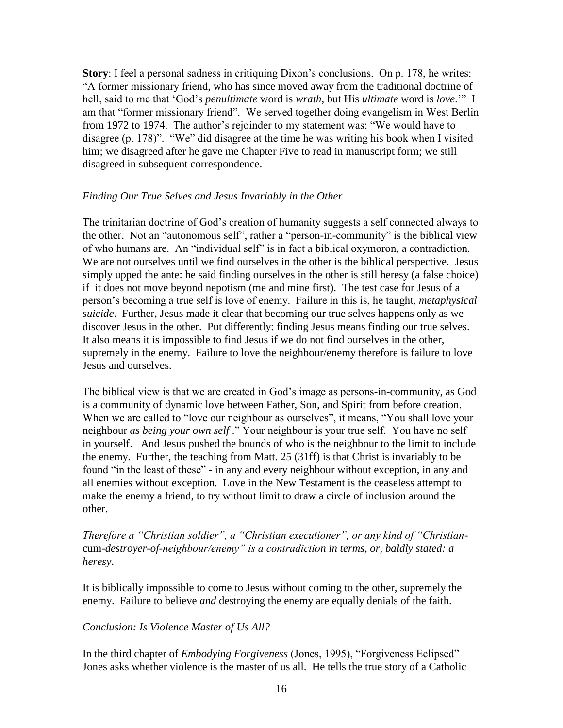**Story**: I feel a personal sadness in critiquing Dixon's conclusions. On p. 178, he writes: "A former missionary friend, who has since moved away from the traditional doctrine of hell, said to me that 'God's *penultimate* word is *wrath*, but His *ultimate* word is *love*.'" I am that "former missionary friend". We served together doing evangelism in West Berlin from 1972 to 1974. The author's rejoinder to my statement was: "We would have to disagree (p. 178)". "We" did disagree at the time he was writing his book when I visited him; we disagreed after he gave me Chapter Five to read in manuscript form; we still disagreed in subsequent correspondence.

*Finding Our True Selves and Jesus Invariably in the Other*

The trinitarian doctrine of God's creation of humanity suggests a self connected always to the other. Not an "autonomous self", rather a "person-in-community" is the biblical view of who humans are. An "individual self" is in fact a biblical oxymoron, a contradiction. We are not ourselves until we find ourselves in the other is the biblical perspective. Jesus simply upped the ante: he said finding ourselves in the other is still heresy (a false choice) if it does not move beyond nepotism (me and mine first). The test case for Jesus of a person's becoming a true self is love of enemy. Failure in this is, he taught, *metaphysical suicide*. Further, Jesus made it clear that becoming our true selves happens only as we discover Jesus in the other. Put differently: finding Jesus means finding our true selves. It also means it is impossible to find Jesus if we do not find ourselves in the other, supremely in the enemy. Failure to love the neighbour/enemy therefore is failure to love Jesus and ourselves.

The biblical view is that we are created in God's image as persons-in-community, as God is a community of dynamic love between Father, Son, and Spirit from before creation. When we are called to "love our neighbour as ourselves", it means, "You shall love your neighbour *as being your own self* ." Your neighbour is your true self. You have no self in yourself. And Jesus pushed the bounds of who is the neighbour to the limit to include the enemy. Further, the teaching from Matt. 25 (31ff) is that Christ is invariably to be found "in the least of these" - in any and every neighbour without exception, in any and all enemies without exception. Love in the New Testament is the ceaseless attempt to make the enemy a friend, to try without limit to draw a circle of inclusion around the other.

*Therefore a "Christian soldier", a "Christian executioner", or any kind of "Christian-*cum*-destroyer-of-neighbour/enemy" is a contradiction in terms, or, baldly stated: a heresy*.

It is biblically impossible to come to Jesus without coming to the other, supremely the enemy. Failure to believe *and* destroying the enemy are equally denials of the faith.

*Conclusion: Is Violence Master of Us All?*

In the third chapter of *Embodying Forgiveness* (Jones, 1995), "Forgiveness Eclipsed" Jones asks whether violence is the master of us all. He tells the true story of a Catholic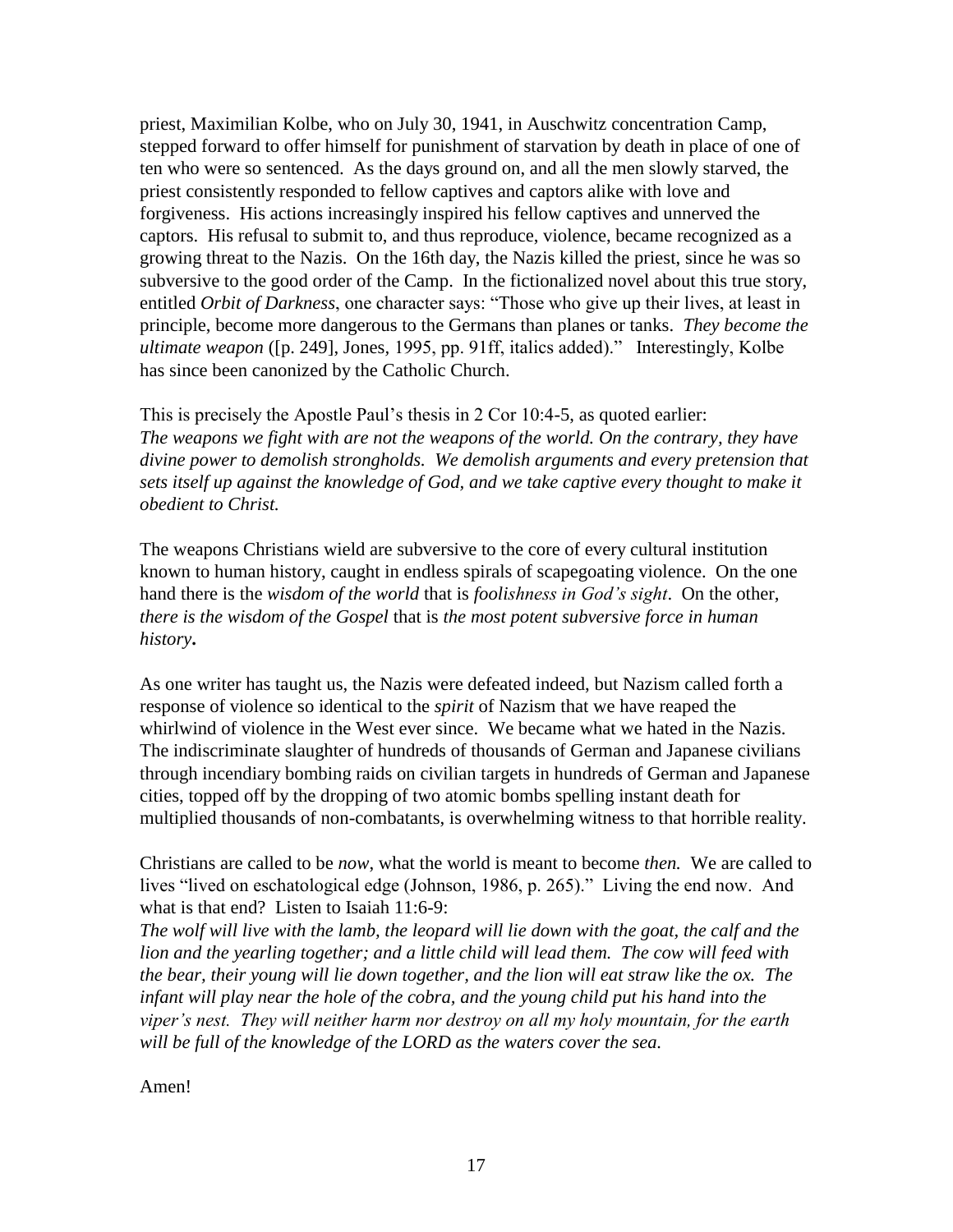priest, Maximilian Kolbe, who on July 30, 1941, in Auschwitz concentration Camp, stepped forward to offer himself for punishment of starvation by death in place of one of ten who were so sentenced. As the days ground on, and all the men slowly starved, the priest consistently responded to fellow captives and captors alike with love and forgiveness. His actions increasingly inspired his fellow captives and unnerved the captors. His refusal to submit to, and thus reproduce, violence, became recognized as a growing threat to the Nazis. On the 16th day, the Nazis killed the priest, since he was so subversive to the good order of the Camp. In the fictionalized novel about this true story, entitled *Orbit of Darkness*, one character says: "Those who give up their lives, at least in principle, become more dangerous to the Germans than planes or tanks. *They become the ultimate weapon* ([p. 249], Jones, 1995, pp. 91ff, italics added)." Interestingly, Kolbe has since been canonized by the Catholic Church.

This is precisely the Apostle Paul's thesis in 2 Cor 10:4-5, as quoted earlier:
*The weapons we fight with are not the weapons of the world. On the contrary, they have divine power to demolish strongholds. We demolish arguments and every pretension that sets itself up against the knowledge of God, and we take captive every thought to make it obedient to Christ.*

The weapons Christians wield are subversive to the core of every cultural institution known to human history, caught in endless spirals of scapegoating violence. On the one hand there is the *wisdom of the world* that is *foolishness in God's sight*. On the other, *there is the wisdom of the Gospel* that is *the most potent subversive force in human history***.**

As one writer has taught us, the Nazis were defeated indeed, but Nazism called forth a response of violence so identical to the *spirit* of Nazism that we have reaped the whirlwind of violence in the West ever since. We became what we hated in the Nazis. The indiscriminate slaughter of hundreds of thousands of German and Japanese civilians through incendiary bombing raids on civilian targets in hundreds of German and Japanese cities, topped off by the dropping of two atomic bombs spelling instant death for multiplied thousands of non-combatants, is overwhelming witness to that horrible reality.

Christians are called to be *now*, what the world is meant to become *then.* We are called to lives "lived on eschatological edge (Johnson, 1986, p. 265)." Living the end now. And what is that end? Listen to Isaiah 11:6-9:
*The wolf will live with the lamb, the leopard will lie down with the goat, the calf and the lion and the yearling together; and a little child will lead them. The cow will feed with the bear, their young will lie down together, and the lion will eat straw like the ox. The infant will play near the hole of the cobra, and the young child put his hand into the viper's nest. They will neither harm nor destroy on all my holy mountain, for the earth will be full of the knowledge of the LORD as the waters cover the sea.*

Amen!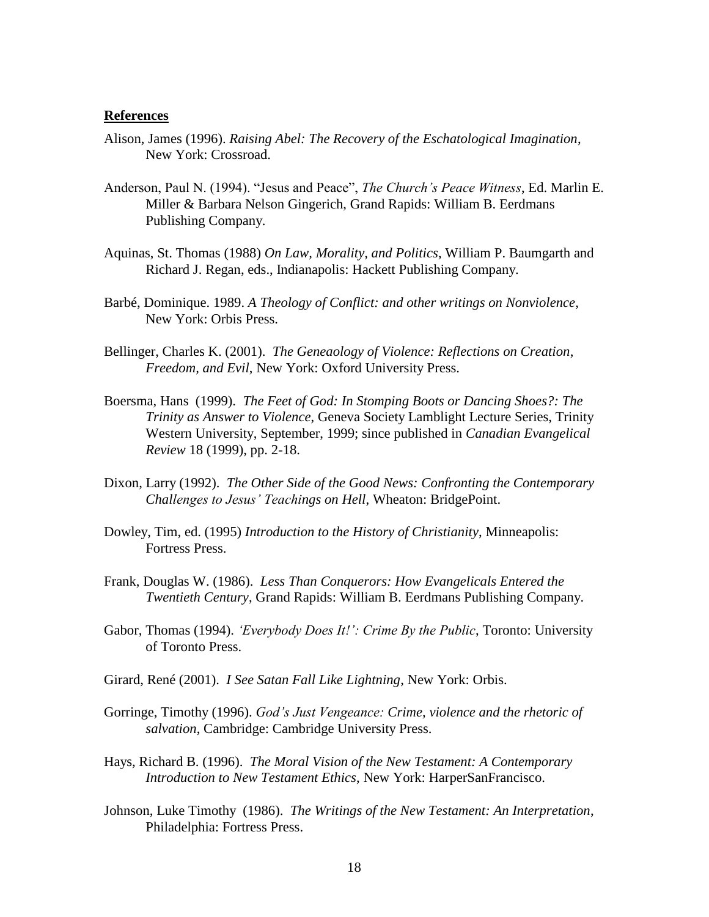**References**

Alison, James (1996). *Raising Abel: The Recovery of the Eschatological Imagination*, New York: Crossroad.

Anderson, Paul N. (1994). "Jesus and Peace", *The Church's Peace Witness*, Ed. Marlin E. Miller & Barbara Nelson Gingerich, Grand Rapids: William B. Eerdmans Publishing Company.

Aquinas, St. Thomas (1988) *On Law, Morality, and Politics*, William P. Baumgarth and Richard J. Regan, eds., Indianapolis: Hackett Publishing Company.

Barbé, Dominique. 1989. *A Theology of Conflict: and other writings on Nonviolence*, New York: Orbis Press.

Bellinger, Charles K. (2001). *The Geneaology of Violence: Reflections on Creation, Freedom, and Evil*, New York: Oxford University Press.

Boersma, Hans (1999). *The Feet of God: In Stomping Boots or Dancing Shoes?: The Trinity as Answer to Violence*, Geneva Society Lamblight Lecture Series, Trinity Western University, September, 1999; since published in *Canadian Evangelical Review* 18 (1999), pp. 2-18.

Dixon, Larry (1992). *The Other Side of the Good News: Confronting the Contemporary Challenges to Jesus' Teachings on Hell*, Wheaton: BridgePoint.

Dowley, Tim, ed. (1995) *Introduction to the History of Christianity*, Minneapolis: Fortress Press.

Frank, Douglas W. (1986). *Less Than Conquerors: How Evangelicals Entered the Twentieth Century*, Grand Rapids: William B. Eerdmans Publishing Company.

Gabor, Thomas (1994). *'Everybody Does It!': Crime By the Public*, Toronto: University of Toronto Press.

Girard, René (2001). *I See Satan Fall Like Lightning*, New York: Orbis.

Gorringe, Timothy (1996). *God's Just Vengeance: Crime, violence and the rhetoric of salvation*, Cambridge: Cambridge University Press.

Hays, Richard B. (1996). *The Moral Vision of the New Testament: A Contemporary Introduction to New Testament Ethics*, New York: HarperSanFrancisco.

Johnson, Luke Timothy (1986). *The Writings of the New Testament: An Interpretation*, Philadelphia: Fortress Press.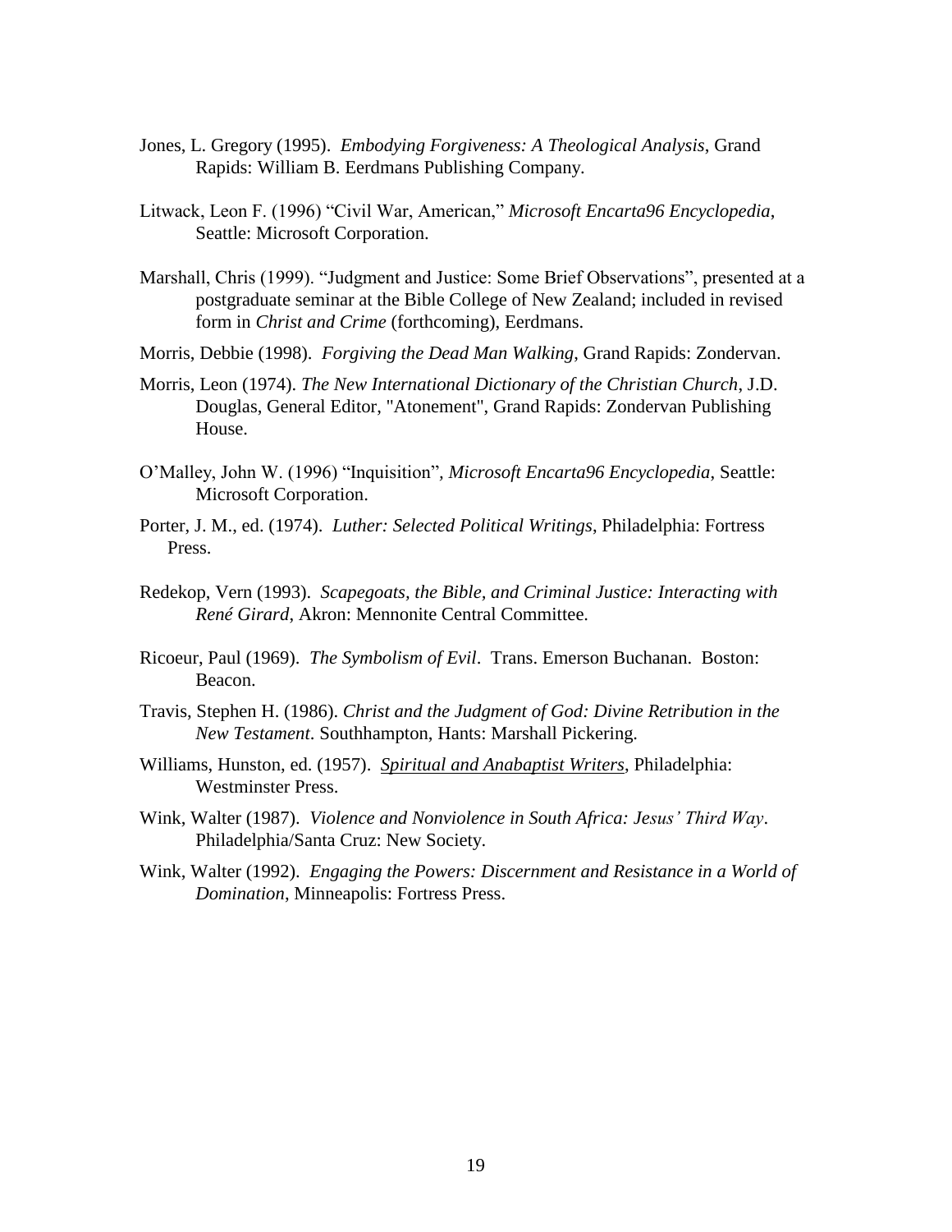Jones, L. Gregory (1995). *Embodying Forgiveness: A Theological Analysis*, Grand Rapids: William B. Eerdmans Publishing Company.

Litwack, Leon F. (1996) "Civil War, American," *Microsoft Encarta96 Encyclopedia*, Seattle: Microsoft Corporation.

Marshall, Chris (1999). "Judgment and Justice: Some Brief Observations", presented at a postgraduate seminar at the Bible College of New Zealand; included in revised form in *Christ and Crime* (forthcoming), Eerdmans.

Morris, Debbie (1998). *Forgiving the Dead Man Walking*, Grand Rapids: Zondervan.

Morris, Leon (1974). *The New International Dictionary of the Christian Church*, J.D. Douglas, General Editor, "Atonement", Grand Rapids: Zondervan Publishing House.

O'Malley, John W. (1996) "Inquisition", *Microsoft Encarta96 Encyclopedia*, Seattle: Microsoft Corporation.

Porter, J. M., ed. (1974). *Luther: Selected Political Writings*, Philadelphia: Fortress Press.

Redekop, Vern (1993). *Scapegoats, the Bible, and Criminal Justice: Interacting with René Girard*, Akron: Mennonite Central Committee.

Ricoeur, Paul (1969). *The Symbolism of Evil*. Trans. Emerson Buchanan. Boston: Beacon.

Travis, Stephen H. (1986). *Christ and the Judgment of God: Divine Retribution in the New Testament*. Southhampton, Hants: Marshall Pickering.

Williams, Hunston, ed. (1957). *Spiritual and Anabaptist Writers*, Philadelphia: Westminster Press.

Wink, Walter (1987). *Violence and Nonviolence in South Africa: Jesus' Third Way*. Philadelphia/Santa Cruz: New Society.

Wink, Walter (1992). *Engaging the Powers: Discernment and Resistance in a World of Domination*, Minneapolis: Fortress Press.